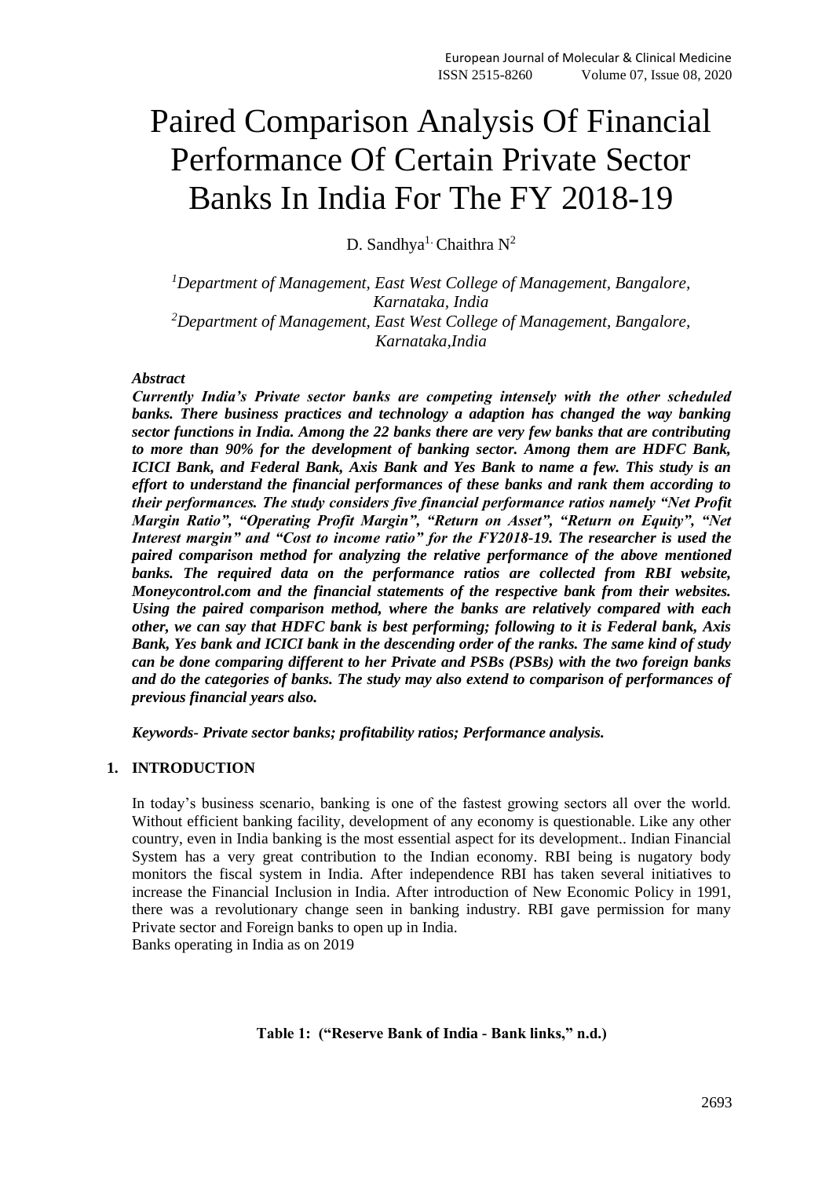# Paired Comparison Analysis Of Financial Performance Of Certain Private Sector Banks In India For The FY 2018-19

D. Sandhya[1.] Chaithra N[2]

[1]*Department of Management, East West College of Management, Bangalore, Karnataka, India*
[2]*Department of Management, East West College of Management, Bangalore, Karnataka,India*

***Abstract***

***Currently India's Private sector banks are competing intensely with the other scheduled banks. There business practices and technology a adaption has changed the way banking sector functions in India. Among the 22 banks there are very few banks that are contributing to more than 90% for the development of banking sector. Among them are HDFC Bank, ICICI Bank, and Federal Bank, Axis Bank and Yes Bank to name a few. This study is an effort to understand the financial performances of these banks and rank them according to their performances. The study considers five financial performance ratios namely "Net Profit Margin Ratio", "Operating Profit Margin", "Return on Asset", "Return on Equity", "Net Interest margin" and "Cost to income ratio" for the FY2018-19. The researcher is used the paired comparison method for analyzing the relative performance of the above mentioned banks. The required data on the performance ratios are collected from RBI website, Moneycontrol.com and the financial statements of the respective bank from their websites. Using the paired comparison method, where the banks are relatively compared with each other, we can say that HDFC bank is best performing; following to it is Federal bank, Axis Bank, Yes bank and ICICI bank in the descending order of the ranks. The same kind of study can be done comparing different to her Private and PSBs (PSBs) with the two foreign banks and do the categories of banks. The study may also extend to comparison of performances of previous financial years also.***

***Keywords- Private sector banks; profitability ratios; Performance analysis.***

## 1. INTRODUCTION

In today's business scenario, banking is one of the fastest growing sectors all over the world. Without efficient banking facility, development of any economy is questionable. Like any other country, even in India banking is the most essential aspect for its development.. Indian Financial System has a very great contribution to the Indian economy. RBI being is nugatory body monitors the fiscal system in India. After independence RBI has taken several initiatives to increase the Financial Inclusion in India. After introduction of New Economic Policy in 1991, there was a revolutionary change seen in banking industry. RBI gave permission for many Private sector and Foreign banks to open up in India.
Banks operating in India as on 2019

**Table 1: ("Reserve Bank of India - Bank links," n.d.)**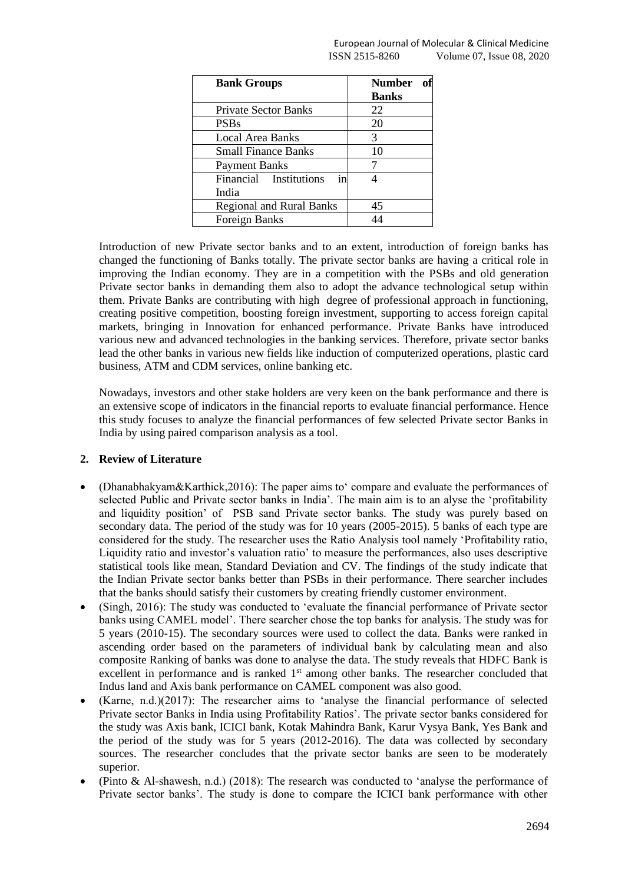| Bank Groups | Number of Banks |
|---|---|
| Private Sector Banks | 22 |
| PSBs | 20 |
| Local Area Banks | 3 |
| Small Finance Banks | 10 |
| Payment Banks | 7 |
| Financial Institutions in India | 4 |
| Regional and Rural Banks | 45 |
| Foreign Banks | 44 |

Introduction of new Private sector banks and to an extent, introduction of foreign banks has changed the functioning of Banks totally. The private sector banks are having a critical role in improving the Indian economy. They are in a competition with the PSBs and old generation Private sector banks in demanding them also to adopt the advance technological setup within them. Private Banks are contributing with high degree of professional approach in functioning, creating positive competition, boosting foreign investment, supporting to access foreign capital markets, bringing in Innovation for enhanced performance. Private Banks have introduced various new and advanced technologies in the banking services. Therefore, private sector banks lead the other banks in various new fields like induction of computerized operations, plastic card business, ATM and CDM services, online banking etc.

Nowadays, investors and other stake holders are very keen on the bank performance and there is an extensive scope of indicators in the financial reports to evaluate financial performance. Hence this study focuses to analyze the financial performances of few selected Private sector Banks in India by using paired comparison analysis as a tool.

## 2. Review of Literature

- (Dhanabhakyam&Karthick,2016): The paper aims to' compare and evaluate the performances of selected Public and Private sector banks in India'. The main aim is to an alyse the 'profitability and liquidity position' of PSB sand Private sector banks. The study was purely based on secondary data. The period of the study was for 10 years (2005-2015). 5 banks of each type are considered for the study. The researcher uses the Ratio Analysis tool namely 'Profitability ratio, Liquidity ratio and investor's valuation ratio' to measure the performances, also uses descriptive statistical tools like mean, Standard Deviation and CV. The findings of the study indicate that the Indian Private sector banks better than PSBs in their performance. There searcher includes that the banks should satisfy their customers by creating friendly customer environment.
- (Singh, 2016): The study was conducted to 'evaluate the financial performance of Private sector banks using CAMEL model'. There searcher chose the top banks for analysis. The study was for 5 years (2010-15). The secondary sources were used to collect the data. Banks were ranked in ascending order based on the parameters of individual bank by calculating mean and also composite Ranking of banks was done to analyse the data. The study reveals that HDFC Bank is excellent in performance and is ranked 1st among other banks. The researcher concluded that Indus land and Axis bank performance on CAMEL component was also good.
- (Karne, n.d.)(2017): The researcher aims to 'analyse the financial performance of selected Private sector Banks in India using Profitability Ratios'. The private sector banks considered for the study was Axis bank, ICICI bank, Kotak Mahindra Bank, Karur Vysya Bank, Yes Bank and the period of the study was for 5 years (2012-2016). The data was collected by secondary sources. The researcher concludes that the private sector banks are seen to be moderately superior.
- (Pinto & Al-shawesh, n.d.) (2018): The research was conducted to 'analyse the performance of Private sector banks'. The study is done to compare the ICICI bank performance with other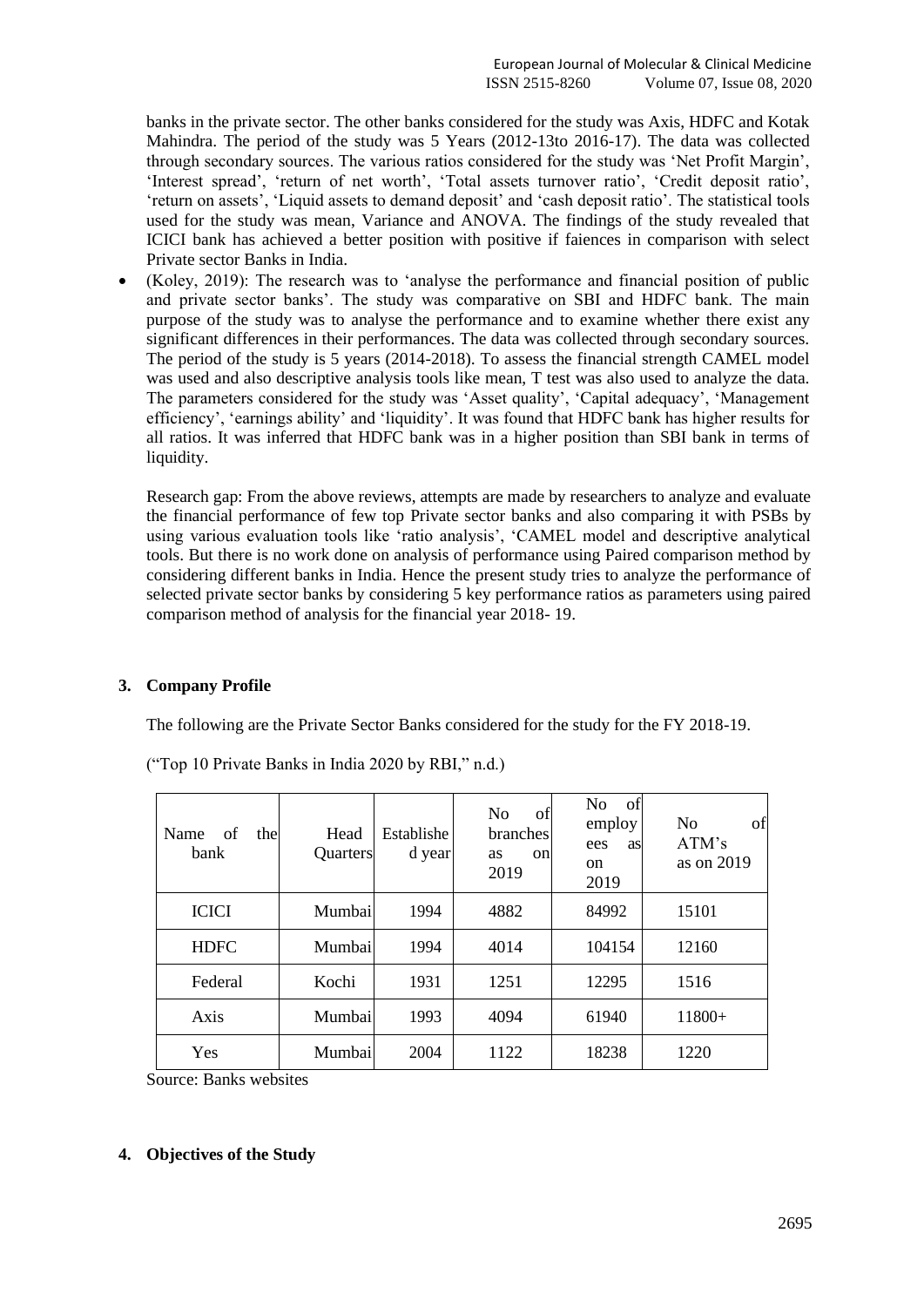banks in the private sector. The other banks considered for the study was Axis, HDFC and Kotak Mahindra. The period of the study was 5 Years (2012-13to 2016-17). The data was collected through secondary sources. The various ratios considered for the study was 'Net Profit Margin', 'Interest spread', 'return of net worth', 'Total assets turnover ratio', 'Credit deposit ratio', 'return on assets', 'Liquid assets to demand deposit' and 'cash deposit ratio'. The statistical tools used for the study was mean, Variance and ANOVA. The findings of the study revealed that ICICI bank has achieved a better position with positive if faiences in comparison with select Private sector Banks in India.

- (Koley, 2019): The research was to 'analyse the performance and financial position of public and private sector banks'. The study was comparative on SBI and HDFC bank. The main purpose of the study was to analyse the performance and to examine whether there exist any significant differences in their performances. The data was collected through secondary sources. The period of the study is 5 years (2014-2018). To assess the financial strength CAMEL model was used and also descriptive analysis tools like mean, T test was also used to analyze the data. The parameters considered for the study was 'Asset quality', 'Capital adequacy', 'Management efficiency', 'earnings ability' and 'liquidity'. It was found that HDFC bank has higher results for all ratios. It was inferred that HDFC bank was in a higher position than SBI bank in terms of liquidity.

Research gap: From the above reviews, attempts are made by researchers to analyze and evaluate the financial performance of few top Private sector banks and also comparing it with PSBs by using various evaluation tools like 'ratio analysis', 'CAMEL model and descriptive analytical tools. But there is no work done on analysis of performance using Paired comparison method by considering different banks in India. Hence the present study tries to analyze the performance of selected private sector banks by considering 5 key performance ratios as parameters using paired comparison method of analysis for the financial year 2018- 19.

## 3. Company Profile

The following are the Private Sector Banks considered for the study for the FY 2018-19.

("Top 10 Private Banks in India 2020 by RBI," n.d.)

| Name of the bank | Head Quarters | Established year | No of branches as on 2019 | No of employees as on 2019 | No of ATM's as on 2019 |
|---|---|---|---|---|---|
| ICICI | Mumbai | 1994 | 4882 | 84992 | 15101 |
| HDFC | Mumbai | 1994 | 4014 | 104154 | 12160 |
| Federal | Kochi | 1931 | 1251 | 12295 | 1516 |
| Axis | Mumbai | 1993 | 4094 | 61940 | 11800+ |
| Yes | Mumbai | 2004 | 1122 | 18238 | 1220 |

Source: Banks websites

## 4. Objectives of the Study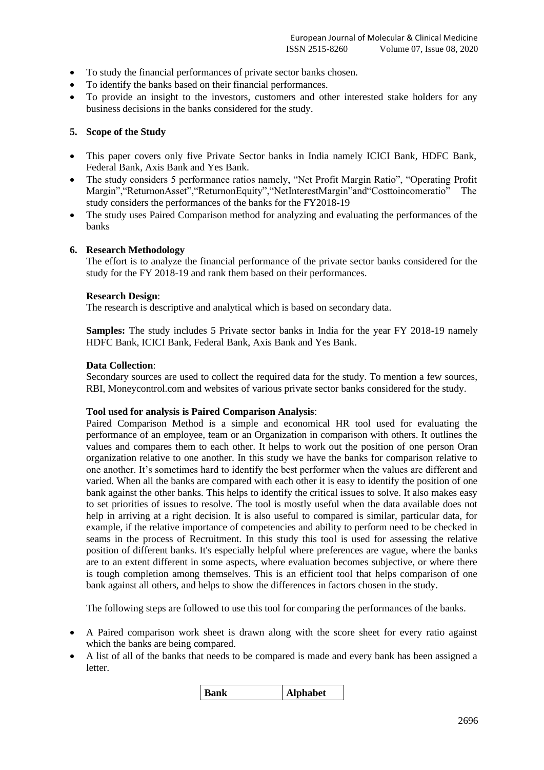- To study the financial performances of private sector banks chosen.
- To identify the banks based on their financial performances.
- To provide an insight to the investors, customers and other interested stake holders for any business decisions in the banks considered for the study.

## 5. Scope of the Study

- This paper covers only five Private Sector banks in India namely ICICI Bank, HDFC Bank, Federal Bank, Axis Bank and Yes Bank.
- The study considers 5 performance ratios namely, "Net Profit Margin Ratio", "Operating Profit Margin","ReturnonAsset","ReturnonEquity","NetInterestMargin"and"Costtoincomeratio" The study considers the performances of the banks for the FY2018-19
- The study uses Paired Comparison method for analyzing and evaluating the performances of the banks

## 6. Research Methodology

The effort is to analyze the financial performance of the private sector banks considered for the study for the FY 2018-19 and rank them based on their performances.

**Research Design**:

The research is descriptive and analytical which is based on secondary data.

**Samples:** The study includes 5 Private sector banks in India for the year FY 2018-19 namely HDFC Bank, ICICI Bank, Federal Bank, Axis Bank and Yes Bank.

**Data Collection**:

Secondary sources are used to collect the required data for the study. To mention a few sources, RBI, Moneycontrol.com and websites of various private sector banks considered for the study.

**Tool used for analysis is Paired Comparison Analysis**:

Paired Comparison Method is a simple and economical HR tool used for evaluating the performance of an employee, team or an Organization in comparison with others. It outlines the values and compares them to each other. It helps to work out the position of one person Oran organization relative to one another. In this study we have the banks for comparison relative to one another. It's sometimes hard to identify the best performer when the values are different and varied. When all the banks are compared with each other it is easy to identify the position of one bank against the other banks. This helps to identify the critical issues to solve. It also makes easy to set priorities of issues to resolve. The tool is mostly useful when the data available does not help in arriving at a right decision. It is also useful to compared is similar, particular data, for example, if the relative importance of competencies and ability to perform need to be checked in seams in the process of Recruitment. In this study this tool is used for assessing the relative position of different banks. It's especially helpful where preferences are vague, where the banks are to an extent different in some aspects, where evaluation becomes subjective, or where there is tough completion among themselves. This is an efficient tool that helps comparison of one bank against all others, and helps to show the differences in factors chosen in the study.

The following steps are followed to use this tool for comparing the performances of the banks.

- A Paired comparison work sheet is drawn along with the score sheet for every ratio against which the banks are being compared.
- A list of all of the banks that needs to be compared is made and every bank has been assigned a letter.

| Bank | Alphabet |
| --- | --- |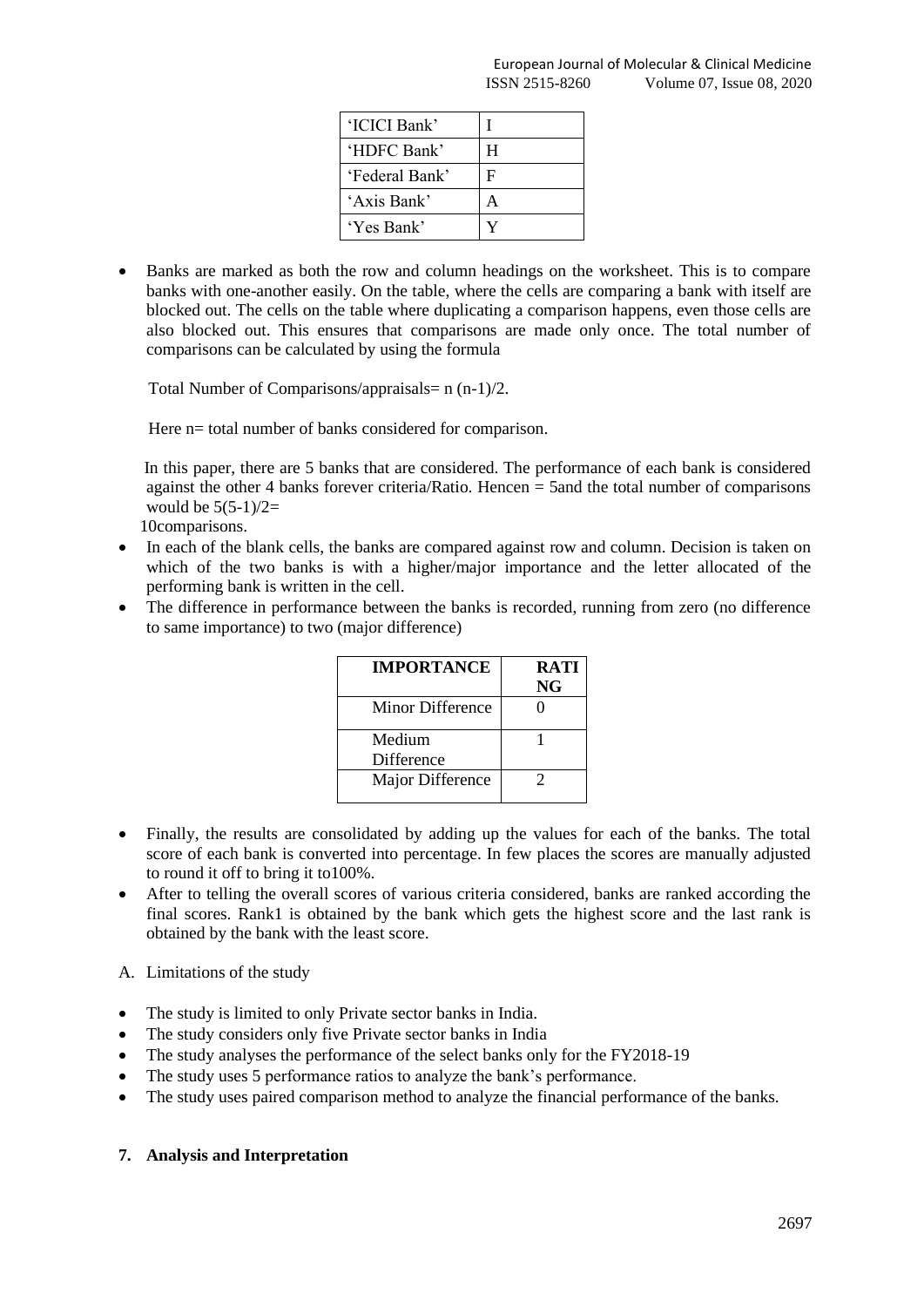| 'ICICI Bank' | I |
|---|---|
| 'HDFC Bank' | H |
| 'Federal Bank' | F |
| 'Axis Bank' | A |
| 'Yes Bank' | Y |

- Banks are marked as both the row and column headings on the worksheet. This is to compare banks with one-another easily. On the table, where the cells are comparing a bank with itself are blocked out. The cells on the table where duplicating a comparison happens, even those cells are also blocked out. This ensures that comparisons are made only once. The total number of comparisons can be calculated by using the formula

  Total Number of Comparisons/appraisals= $n(n-1)/2$.

  Here n= total number of banks considered for comparison.

  In this paper, there are 5 banks that are considered. The performance of each bank is considered against the other 4 banks forever criteria/Ratio. Hencen = 5and the total number of comparisons would be $5(5-1)/2=$ 10comparisons.

- In each of the blank cells, the banks are compared against row and column. Decision is taken on which of the two banks is with a higher/major importance and the letter allocated of the performing bank is written in the cell.
- The difference in performance between the banks is recorded, running from zero (no difference to same importance) to two (major difference)

| IMPORTANCE | RATING |
|---|---|
| Minor Difference | 0 |
| Medium Difference | 1 |
| Major Difference | 2 |

- Finally, the results are consolidated by adding up the values for each of the banks. The total score of each bank is converted into percentage. In few places the scores are manually adjusted to round it off to bring it to100%.
- After to telling the overall scores of various criteria considered, banks are ranked according the final scores. Rank1 is obtained by the bank which gets the highest score and the last rank is obtained by the bank with the least score.

A. Limitations of the study

- The study is limited to only Private sector banks in India.
- The study considers only five Private sector banks in India
- The study analyses the performance of the select banks only for the FY2018-19
- The study uses 5 performance ratios to analyze the bank's performance.
- The study uses paired comparison method to analyze the financial performance of the banks.

## 7. Analysis and Interpretation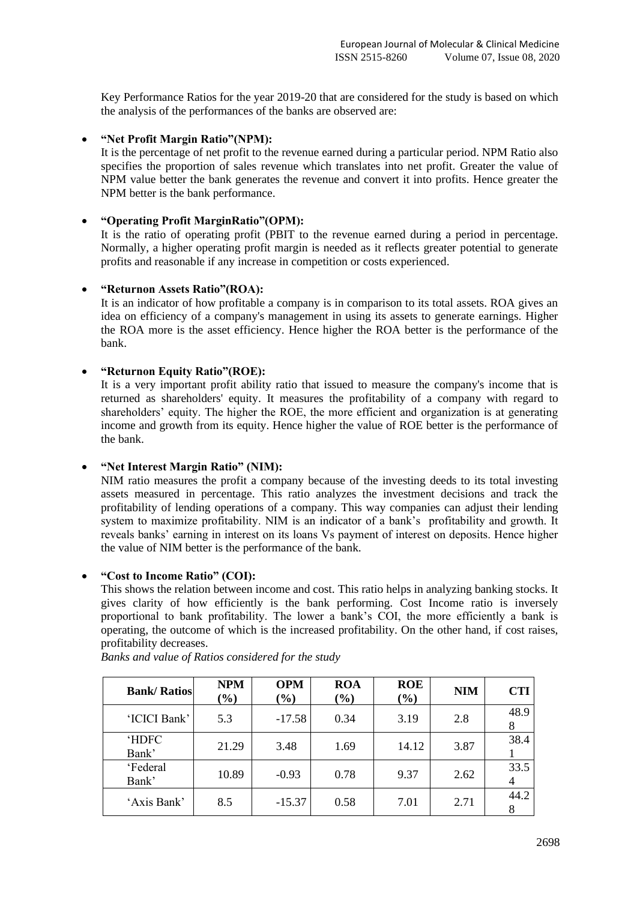Key Performance Ratios for the year 2019-20 that are considered for the study is based on which the analysis of the performances of the banks are observed are:

- **"Net Profit Margin Ratio"(NPM):**
  It is the percentage of net profit to the revenue earned during a particular period. NPM Ratio also specifies the proportion of sales revenue which translates into net profit. Greater the value of NPM value better the bank generates the revenue and convert it into profits. Hence greater the NPM better is the bank performance.

- **"Operating Profit MarginRatio"(OPM):**
  It is the ratio of operating profit (PBIT to the revenue earned during a period in percentage. Normally, a higher operating profit margin is needed as it reflects greater potential to generate profits and reasonable if any increase in competition or costs experienced.

- **"Returnon Assets Ratio"(ROA):**
  It is an indicator of how profitable a company is in comparison to its total assets. ROA gives an idea on efficiency of a company's management in using its assets to generate earnings. Higher the ROA more is the asset efficiency. Hence higher the ROA better is the performance of the bank.

- **"Returnon Equity Ratio"(ROE):**
  It is a very important profit ability ratio that issued to measure the company's income that is returned as shareholders' equity. It measures the profitability of a company with regard to shareholders' equity. The higher the ROE, the more efficient and organization is at generating income and growth from its equity. Hence higher the value of ROE better is the performance of the bank.

- **"Net Interest Margin Ratio" (NIM):**
  NIM ratio measures the profit a company because of the investing deeds to its total investing assets measured in percentage. This ratio analyzes the investment decisions and track the profitability of lending operations of a company. This way companies can adjust their lending system to maximize profitability. NIM is an indicator of a bank's profitability and growth. It reveals banks' earning in interest on its loans Vs payment of interest on deposits. Hence higher the value of NIM better is the performance of the bank.

- **"Cost to Income Ratio" (COI):**
  This shows the relation between income and cost. This ratio helps in analyzing banking stocks. It gives clarity of how efficiently is the bank performing. Cost Income ratio is inversely proportional to bank profitability. The lower a bank's COI, the more efficiently a bank is operating, the outcome of which is the increased profitability. On the other hand, if cost raises, profitability decreases.

*Banks and value of Ratios considered for the study*

| Bank/ Ratios | NPM (%) | OPM (%) | ROA (%) | ROE (%) | NIM | CTI |
|---|---|---|---|---|---|---|
| 'ICICI Bank' | 5.3 | -17.58 | 0.34 | 3.19 | 2.8 | 48.98 |
| 'HDFC Bank' | 21.29 | 3.48 | 1.69 | 14.12 | 3.87 | 38.41 |
| 'Federal Bank' | 10.89 | -0.93 | 0.78 | 9.37 | 2.62 | 33.54 |
| 'Axis Bank' | 8.5 | -15.37 | 0.58 | 7.01 | 2.71 | 44.28 |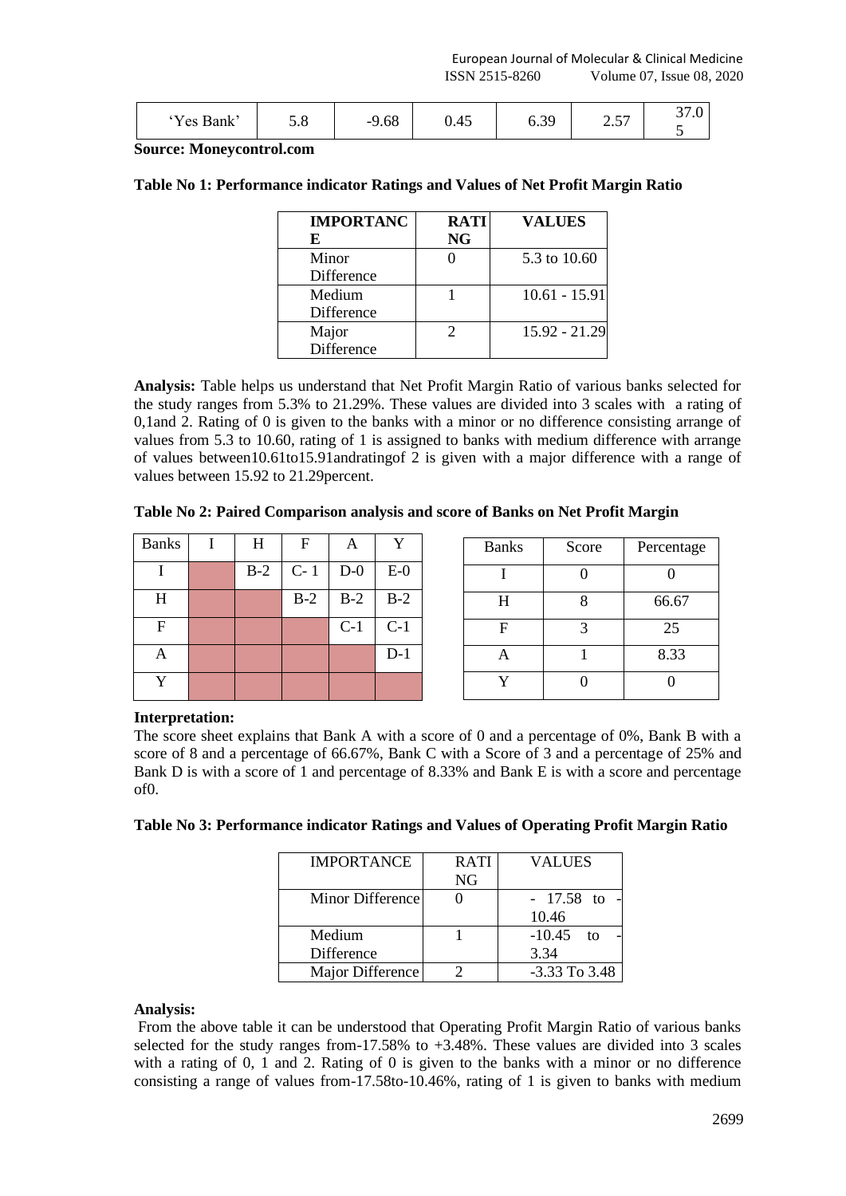| 'Yes Bank' | 5.8 | -9.68 | 0.45 | 6.39 | 2.57 | 37.05 |
|---|---|---|---|---|---|---|

**Source: Moneycontrol.com**

**Table No 1: Performance indicator Ratings and Values of Net Profit Margin Ratio**

| IMPORTANCE | RATING | VALUES |
|---|---|---|
| Minor Difference | 0 | 5.3 to 10.60 |
| Medium Difference | 1 | 10.61 - 15.91 |
| Major Difference | 2 | 15.92 - 21.29 |

**Analysis:** Table helps us understand that Net Profit Margin Ratio of various banks selected for the study ranges from 5.3% to 21.29%. These values are divided into 3 scales with a rating of 0,1and 2. Rating of 0 is given to the banks with a minor or no difference consisting arrange of values from 5.3 to 10.60, rating of 1 is assigned to banks with medium difference with arrange of values between10.61to15.91andratingof 2 is given with a major difference with a range of values between 15.92 to 21.29percent.

**Table No 2: Paired Comparison analysis and score of Banks on Net Profit Margin**

| Banks | I | H | F | A | Y |
|---|---|---|---|---|---|
| I | | B-2 | C- 1 | D-0 | E-0 |
| H | | | B-2 | B-2 | B-2 |
| F | | | | C-1 | C-1 |
| A | | | | | D-1 |
| Y | | | | | |

| Banks | Score | Percentage |
|---|---|---|
| I | 0 | 0 |
| H | 8 | 66.67 |
| F | 3 | 25 |
| A | 1 | 8.33 |
| Y | 0 | 0 |

**Interpretation:**

The score sheet explains that Bank A with a score of 0 and a percentage of 0%, Bank B with a score of 8 and a percentage of 66.67%, Bank C with a Score of 3 and a percentage of 25% and Bank D is with a score of 1 and percentage of 8.33% and Bank E is with a score and percentage of0.

**Table No 3: Performance indicator Ratings and Values of Operating Profit Margin Ratio**

| IMPORTANCE | RATING | VALUES |
|---|---|---|
| Minor Difference | 0 | - 17.58 to -10.46 |
| Medium Difference | 1 | -10.45 to -3.34 |
| Major Difference | 2 | -3.33 To 3.48 |

**Analysis:**

From the above table it can be understood that Operating Profit Margin Ratio of various banks selected for the study ranges from-17.58% to +3.48%. These values are divided into 3 scales with a rating of 0, 1 and 2. Rating of 0 is given to the banks with a minor or no difference consisting a range of values from-17.58to-10.46%, rating of 1 is given to banks with medium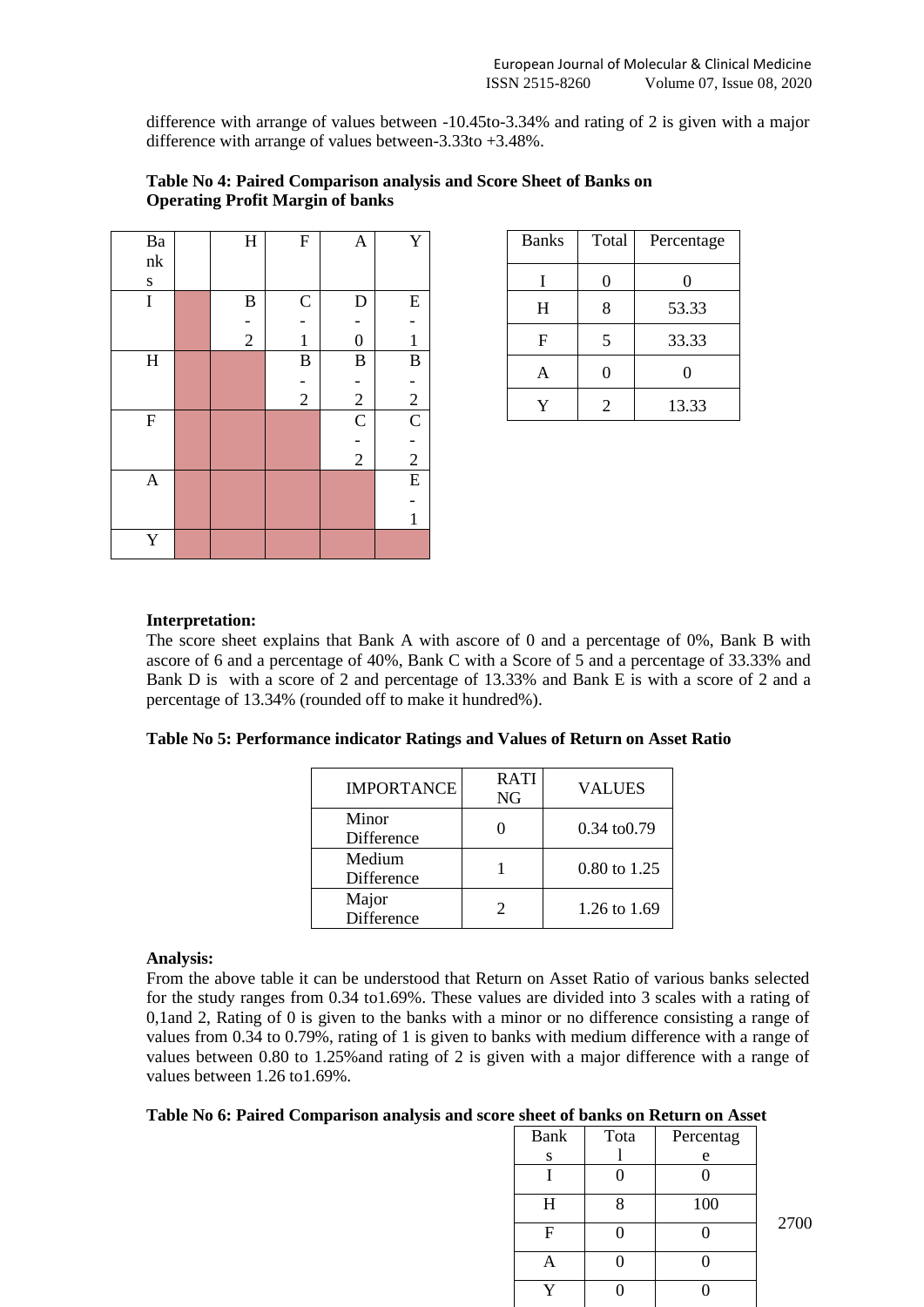difference with arrange of values between -10.45to-3.34% and rating of 2 is given with a major difference with arrange of values between-3.33to +3.48%.

**Table No 4: Paired Comparison analysis and Score Sheet of Banks on Operating Profit Margin of banks**

| Banks | | H | F | A | Y |
|---|---|---|---|---|---|
| I | | B-2 | C-1 | D-0 | E-1 |
| H | | | B-2 | B-2 | B-2 |
| F | | | | C-2 | C-2 |
| A | | | | | E-1 |
| Y | | | | | |

| Banks | Total | Percentage |
|---|---|---|
| I | 0 | 0 |
| H | 8 | 53.33 |
| F | 5 | 33.33 |
| A | 0 | 0 |
| Y | 2 | 13.33 |

**Interpretation:**

The score sheet explains that Bank A with ascore of 0 and a percentage of 0%, Bank B with ascore of 6 and a percentage of 40%, Bank C with a Score of 5 and a percentage of 33.33% and Bank D is with a score of 2 and percentage of 13.33% and Bank E is with a score of 2 and a percentage of 13.34% (rounded off to make it hundred%).

**Table No 5: Performance indicator Ratings and Values of Return on Asset Ratio**

| IMPORTANCE | RATING | VALUES |
|---|---|---|
| Minor Difference | 0 | 0.34 to0.79 |
| Medium Difference | 1 | 0.80 to 1.25 |
| Major Difference | 2 | 1.26 to 1.69 |

**Analysis:**

From the above table it can be understood that Return on Asset Ratio of various banks selected for the study ranges from 0.34 to1.69%. These values are divided into 3 scales with a rating of 0,1and 2, Rating of 0 is given to the banks with a minor or no difference consisting a range of values from 0.34 to 0.79%, rating of 1 is given to banks with medium difference with a range of values between 0.80 to 1.25%and rating of 2 is given with a major difference with a range of values between 1.26 to1.69%.

**Table No 6: Paired Comparison analysis and score sheet of banks on Return on Asset**

| Banks | Total | Percentage |
|---|---|---|
| I | 0 | 0 |
| H | 8 | 100 |
| F | 0 | 0 |
| A | 0 | 0 |
| Y | 0 | 0 |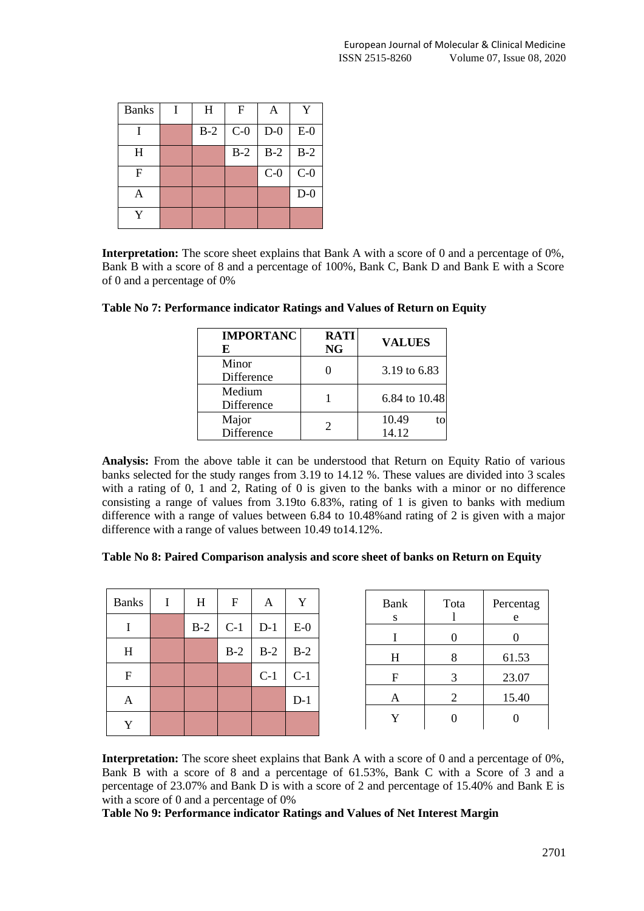| Banks | I | H | F | A | Y |
|---|---|---|---|---|---|
| I | | B-2 | C-0 | D-0 | E-0 |
| H | | | B-2 | B-2 | B-2 |
| F | | | | C-0 | C-0 |
| A | | | | | D-0 |
| Y | | | | | |

**Interpretation:** The score sheet explains that Bank A with a score of 0 and a percentage of 0%, Bank B with a score of 8 and a percentage of 100%, Bank C, Bank D and Bank E with a Score of 0 and a percentage of 0%

**Table No 7: Performance indicator Ratings and Values of Return on Equity**

| IMPORTANCE | RATING | VALUES |
|---|---|---|
| Minor Difference | 0 | 3.19 to 6.83 |
| Medium Difference | 1 | 6.84 to 10.48 |
| Major Difference | 2 | 10.49 to 14.12 |

**Analysis:** From the above table it can be understood that Return on Equity Ratio of various banks selected for the study ranges from 3.19 to 14.12 %. These values are divided into 3 scales with a rating of 0, 1 and 2, Rating of 0 is given to the banks with a minor or no difference consisting a range of values from 3.19to 6.83%, rating of 1 is given to banks with medium difference with a range of values between 6.84 to 10.48%and rating of 2 is given with a major difference with a range of values between 10.49 to14.12%.

**Table No 8: Paired Comparison analysis and score sheet of banks on Return on Equity**

| Banks | I | H | F | A | Y |
|---|---|---|---|---|---|
| I | | B-2 | C-1 | D-1 | E-0 |
| H | | | B-2 | B-2 | B-2 |
| F | | | | C-1 | C-1 |
| A | | | | | D-1 |
| Y | | | | | |

| Banks | Total | Percentage |
|---|---|---|
| I | 0 | 0 |
| H | 8 | 61.53 |
| F | 3 | 23.07 |
| A | 2 | 15.40 |
| Y | 0 | 0 |

**Interpretation:** The score sheet explains that Bank A with a score of 0 and a percentage of 0%, Bank B with a score of 8 and a percentage of 61.53%, Bank C with a Score of 3 and a percentage of 23.07% and Bank D is with a score of 2 and percentage of 15.40% and Bank E is with a score of 0 and a percentage of 0%

**Table No 9: Performance indicator Ratings and Values of Net Interest Margin**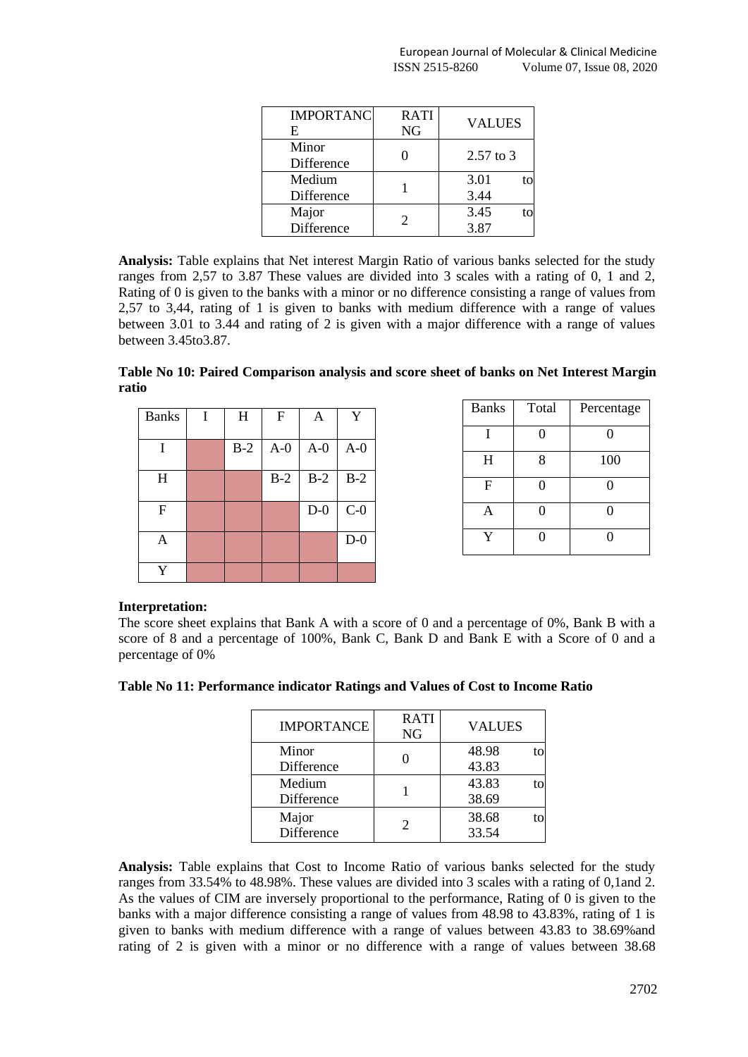| IMPORTANCE | RATING | VALUES |
|---|---|---|
| Minor Difference | 0 | 2.57 to 3 |
| Medium Difference | 1 | 3.01 to 3.44 |
| Major Difference | 2 | 3.45 to 3.87 |

**Analysis:** Table explains that Net interest Margin Ratio of various banks selected for the study ranges from 2,57 to 3.87 These values are divided into 3 scales with a rating of 0, 1 and 2, Rating of 0 is given to the banks with a minor or no difference consisting a range of values from 2,57 to 3,44, rating of 1 is given to banks with medium difference with a range of values between 3.01 to 3.44 and rating of 2 is given with a major difference with a range of values between 3.45to3.87.

**Table No 10: Paired Comparison analysis and score sheet of banks on Net Interest Margin ratio**

| Banks | I | H | F | A | Y |
|---|---|---|---|---|---|
| I | | B-2 | A-0 | A-0 | A-0 |
| H | | | B-2 | B-2 | B-2 |
| F | | | | D-0 | C-0 |
| A | | | | | D-0 |
| Y | | | | | |

| Banks | Total | Percentage |
|---|---|---|
| I | 0 | 0 |
| H | 8 | 100 |
| F | 0 | 0 |
| A | 0 | 0 |
| Y | 0 | 0 |

**Interpretation:**

The score sheet explains that Bank A with a score of 0 and a percentage of 0%, Bank B with a score of 8 and a percentage of 100%, Bank C, Bank D and Bank E with a Score of 0 and a percentage of 0%

**Table No 11: Performance indicator Ratings and Values of Cost to Income Ratio**

| IMPORTANCE | RATING | VALUES |
|---|---|---|
| Minor Difference | 0 | 48.98 to 43.83 |
| Medium Difference | 1 | 43.83 to 38.69 |
| Major Difference | 2 | 38.68 to 33.54 |

**Analysis:** Table explains that Cost to Income Ratio of various banks selected for the study ranges from 33.54% to 48.98%. These values are divided into 3 scales with a rating of 0,1and 2. As the values of CIM are inversely proportional to the performance, Rating of 0 is given to the banks with a major difference consisting a range of values from 48.98 to 43.83%, rating of 1 is given to banks with medium difference with a range of values between 43.83 to 38.69%and rating of 2 is given with a minor or no difference with a range of values between 38.68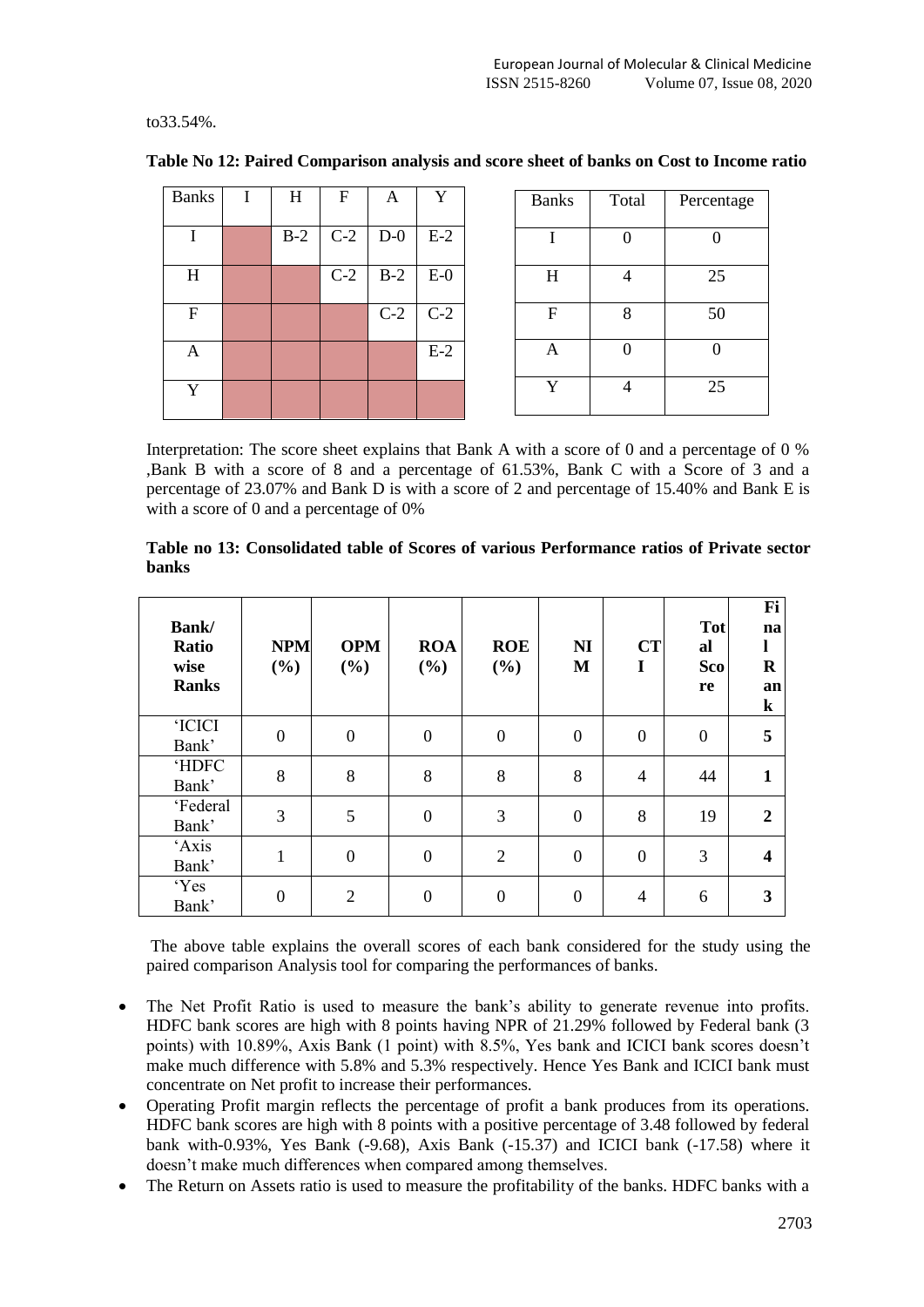to33.54%.

**Table No 12: Paired Comparison analysis and score sheet of banks on Cost to Income ratio**

| Banks | I | H | F | A | Y |
|---|---|---|---|---|---|
| I | | B-2 | C-2 | D-0 | E-2 |
| H | | | C-2 | B-2 | E-0 |
| F | | | | C-2 | C-2 |
| A | | | | | E-2 |
| Y | | | | | |

| Banks | Total | Percentage |
|---|---|---|
| I | 0 | 0 |
| H | 4 | 25 |
| F | 8 | 50 |
| A | 0 | 0 |
| Y | 4 | 25 |

Interpretation: The score sheet explains that Bank A with a score of 0 and a percentage of 0 % ,Bank B with a score of 8 and a percentage of 61.53%, Bank C with a Score of 3 and a percentage of 23.07% and Bank D is with a score of 2 and percentage of 15.40% and Bank E is with a score of 0 and a percentage of 0%

**Table no 13: Consolidated table of Scores of various Performance ratios of Private sector banks**

| Bank/ Ratio wise Ranks | NPM (%) | OPM (%) | ROA (%) | ROE (%) | NIM | CTI | Total Score | Final Rank |
|---|---|---|---|---|---|---|---|---|
| 'ICICI Bank' | 0 | 0 | 0 | 0 | 0 | 0 | 0 | **5** |
| 'HDFC Bank' | 8 | 8 | 8 | 8 | 8 | 4 | 44 | **1** |
| 'Federal Bank' | 3 | 5 | 0 | 3 | 0 | 8 | 19 | **2** |
| 'Axis Bank' | 1 | 0 | 0 | 2 | 0 | 0 | 3 | **4** |
| 'Yes Bank' | 0 | 2 | 0 | 0 | 0 | 4 | 6 | **3** |

The above table explains the overall scores of each bank considered for the study using the paired comparison Analysis tool for comparing the performances of banks.

- The Net Profit Ratio is used to measure the bank's ability to generate revenue into profits. HDFC bank scores are high with 8 points having NPR of 21.29% followed by Federal bank (3 points) with 10.89%, Axis Bank (1 point) with 8.5%, Yes bank and ICICI bank scores doesn't make much difference with 5.8% and 5.3% respectively. Hence Yes Bank and ICICI bank must concentrate on Net profit to increase their performances.
- Operating Profit margin reflects the percentage of profit a bank produces from its operations. HDFC bank scores are high with 8 points with a positive percentage of 3.48 followed by federal bank with-0.93%, Yes Bank (-9.68), Axis Bank (-15.37) and ICICI bank (-17.58) where it doesn't make much differences when compared among themselves.
- The Return on Assets ratio is used to measure the profitability of the banks. HDFC banks with a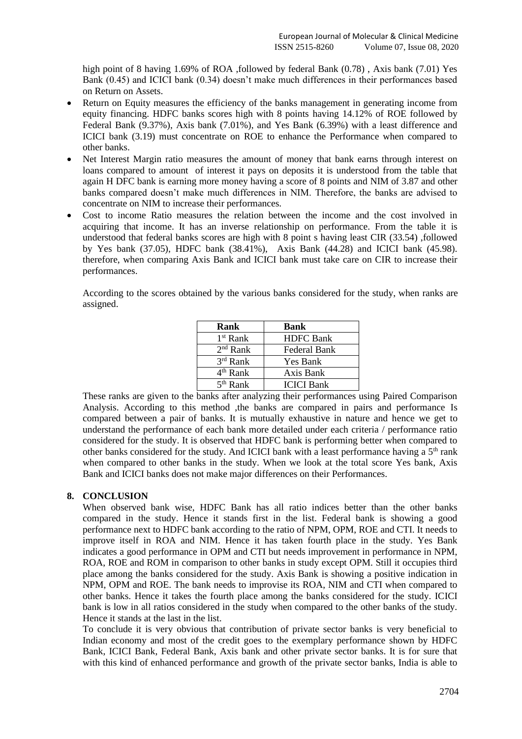high point of 8 having 1.69% of ROA ,followed by federal Bank (0.78) , Axis bank (7.01) Yes Bank (0.45) and ICICI bank (0.34) doesn't make much differences in their performances based on Return on Assets.

- Return on Equity measures the efficiency of the banks management in generating income from equity financing. HDFC banks scores high with 8 points having 14.12% of ROE followed by Federal Bank (9.37%), Axis bank (7.01%), and Yes Bank (6.39%) with a least difference and ICICI bank (3.19) must concentrate on ROE to enhance the Performance when compared to other banks.
- Net Interest Margin ratio measures the amount of money that bank earns through interest on loans compared to amount of interest it pays on deposits it is understood from the table that again H DFC bank is earning more money having a score of 8 points and NIM of 3.87 and other banks compared doesn't make much differences in NIM. Therefore, the banks are advised to concentrate on NIM to increase their performances.
- Cost to income Ratio measures the relation between the income and the cost involved in acquiring that income. It has an inverse relationship on performance. From the table it is understood that federal banks scores are high with 8 point s having least CIR (33.54) ,followed by Yes bank (37.05), HDFC bank (38.41%), Axis Bank (44.28) and ICICI bank (45.98). therefore, when comparing Axis Bank and ICICI bank must take care on CIR to increase their performances.

According to the scores obtained by the various banks considered for the study, when ranks are assigned.

| Rank | Bank |
|---|---|
| 1st Rank | HDFC Bank |
| 2nd Rank | Federal Bank |
| 3rd Rank | Yes Bank |
| 4th Rank | Axis Bank |
| 5th Rank | ICICI Bank |

These ranks are given to the banks after analyzing their performances using Paired Comparison Analysis. According to this method ,the banks are compared in pairs and performance Is compared between a pair of banks. It is mutually exhaustive in nature and hence we get to understand the performance of each bank more detailed under each criteria / performance ratio considered for the study. It is observed that HDFC bank is performing better when compared to other banks considered for the study. And ICICI bank with a least performance having a 5th rank when compared to other banks in the study. When we look at the total score Yes bank, Axis Bank and ICICI banks does not make major differences on their Performances.

## 8. CONCLUSION

When observed bank wise, HDFC Bank has all ratio indices better than the other banks compared in the study. Hence it stands first in the list. Federal bank is showing a good performance next to HDFC bank according to the ratio of NPM, OPM, ROE and CTI. It needs to improve itself in ROA and NIM. Hence it has taken fourth place in the study. Yes Bank indicates a good performance in OPM and CTI but needs improvement in performance in NPM, ROA, ROE and ROM in comparison to other banks in study except OPM. Still it occupies third place among the banks considered for the study. Axis Bank is showing a positive indication in NPM, OPM and ROE. The bank needs to improvise its ROA, NIM and CTI when compared to other banks. Hence it takes the fourth place among the banks considered for the study. ICICI bank is low in all ratios considered in the study when compared to the other banks of the study. Hence it stands at the last in the list.

To conclude it is very obvious that contribution of private sector banks is very beneficial to Indian economy and most of the credit goes to the exemplary performance shown by HDFC Bank, ICICI Bank, Federal Bank, Axis bank and other private sector banks. It is for sure that with this kind of enhanced performance and growth of the private sector banks, India is able to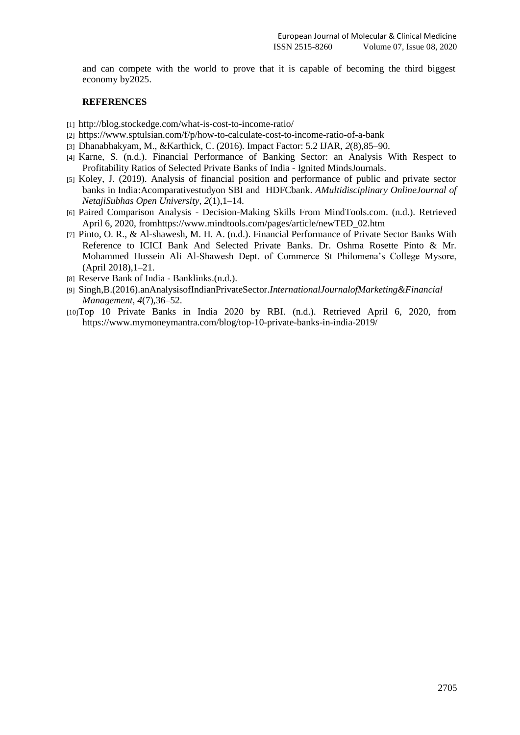and can compete with the world to prove that it is capable of becoming the third biggest economy by2025.

## REFERENCES

[1] http://blog.stockedge.com/what-is-cost-to-income-ratio/

[2] https://www.sptulsian.com/f/p/how-to-calculate-cost-to-income-ratio-of-a-bank

[3] Dhanabhakyam, M., &Karthick, C. (2016). Impact Factor: 5.2 IJAR, *2*(8),85–90.

[4] Karne, S. (n.d.). Financial Performance of Banking Sector: an Analysis With Respect to Profitability Ratios of Selected Private Banks of India - Ignited MindsJournals.

[5] Koley, J. (2019). Analysis of financial position and performance of public and private sector banks in India:Acomparativestudyon SBI and HDFCbank. *AMultidisciplinary OnlineJournal of NetajiSubhas Open University*, *2*(1),1–14.

[6] Paired Comparison Analysis - Decision-Making Skills From MindTools.com. (n.d.). Retrieved April 6, 2020, fromhttps://www.mindtools.com/pages/article/newTED_02.htm

[7] Pinto, O. R., & Al-shawesh, M. H. A. (n.d.). Financial Performance of Private Sector Banks With Reference to ICICI Bank And Selected Private Banks. Dr. Oshma Rosette Pinto & Mr. Mohammed Hussein Ali Al-Shawesh Dept. of Commerce St Philomena's College Mysore, (April 2018),1–21.

[8] Reserve Bank of India - Banklinks.(n.d.).

[9] Singh,B.(2016).anAnalysisofIndianPrivateSector.*InternationalJournalofMarketing&Financial Management*, *4*(7),36–52.

[10] Top 10 Private Banks in India 2020 by RBI. (n.d.). Retrieved April 6, 2020, from https://www.mymoneymantra.com/blog/top-10-private-banks-in-india-2019/